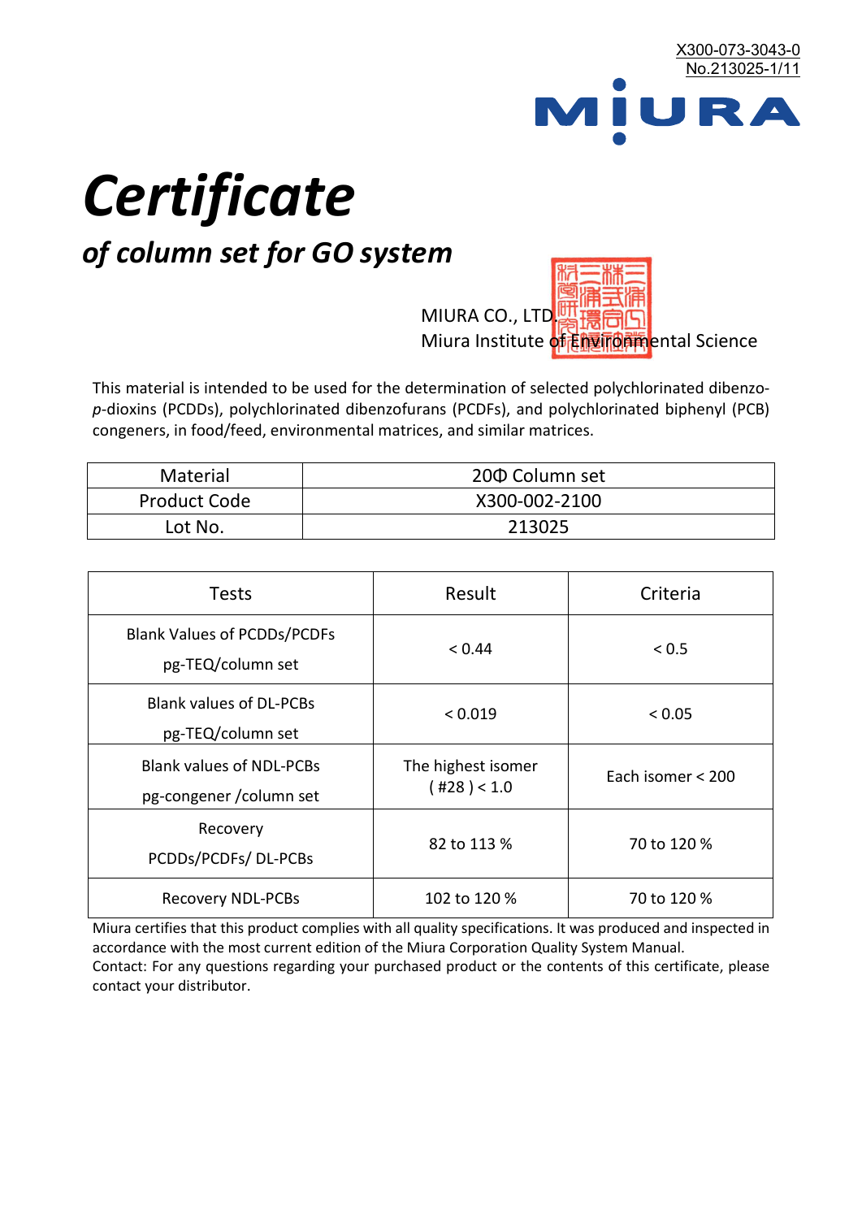X300-073-3043-0
No.213025-1/11

MIURA

# *Certificate*

## *of column set for GO system*

MIURA CO., LTD.
Miura Institute of Environmental Science

This material is intended to be used for the determination of selected polychlorinated dibenzo-*p*-dioxins (PCDDs), polychlorinated dibenzofurans (PCDFs), and polychlorinated biphenyl (PCB) congeners, in food/feed, environmental matrices, and similar matrices.

| Material | 20Φ Column set |
|---|---|
| Product Code | X300-002-2100 |
| Lot No. | 213025 |

| Tests | Result | Criteria |
|---|---|---|
| Blank Values of PCDDs/PCDFs pg-TEQ/column set | < 0.44 | < 0.5 |
| Blank values of DL-PCBs pg-TEQ/column set | < 0.019 | < 0.05 |
| Blank values of NDL-PCBs pg-congener /column set | The highest isomer ( #28 ) < 1.0 | Each isomer < 200 |
| Recovery PCDDs/PCDFs/ DL-PCBs | 82 to 113 % | 70 to 120 % |
| Recovery NDL-PCBs | 102 to 120 % | 70 to 120 % |

Miura certifies that this product complies with all quality specifications. It was produced and inspected in accordance with the most current edition of the Miura Corporation Quality System Manual.
Contact: For any questions regarding your purchased product or the contents of this certificate, please contact your distributor.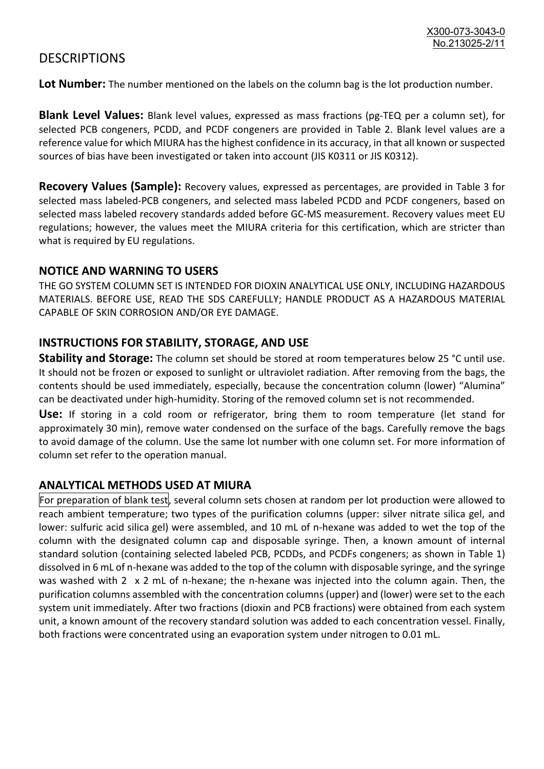# DESCRIPTIONS

**Lot Number:** The number mentioned on the labels on the column bag is the lot production number.

**Blank Level Values:** Blank level values, expressed as mass fractions (pg-TEQ per a column set), for selected PCB congeners, PCDD, and PCDF congeners are provided in Table 2. Blank level values are a reference value for which MIURA has the highest confidence in its accuracy, in that all known or suspected sources of bias have been investigated or taken into account (JIS K0311 or JIS K0312).

**Recovery Values (Sample):** Recovery values, expressed as percentages, are provided in Table 3 for selected mass labeled-PCB congeners, and selected mass labeled PCDD and PCDF congeners, based on selected mass labeled recovery standards added before GC-MS measurement. Recovery values meet EU regulations; however, the values meet the MIURA criteria for this certification, which are stricter than what is required by EU regulations.

## NOTICE AND WARNING TO USERS

THE GO SYSTEM COLUMN SET IS INTENDED FOR DIOXIN ANALYTICAL USE ONLY, INCLUDING HAZARDOUS MATERIALS. BEFORE USE, READ THE SDS CAREFULLY; HANDLE PRODUCT AS A HAZARDOUS MATERIAL CAPABLE OF SKIN CORROSION AND/OR EYE DAMAGE.

## INSTRUCTIONS FOR STABILITY, STORAGE, AND USE

**Stability and Storage:** The column set should be stored at room temperatures below 25 °C until use. It should not be frozen or exposed to sunlight or ultraviolet radiation. After removing from the bags, the contents should be used immediately, especially, because the concentration column (lower) "Alumina" can be deactivated under high-humidity. Storing of the removed column set is not recommended.

**Use:** If storing in a cold room or refrigerator, bring them to room temperature (let stand for approximately 30 min), remove water condensed on the surface of the bags. Carefully remove the bags to avoid damage of the column. Use the same lot number with one column set. For more information of column set refer to the operation manual.

## ANALYTICAL METHODS USED AT MIURA

For preparation of blank test, several column sets chosen at random per lot production were allowed to reach ambient temperature; two types of the purification columns (upper: silver nitrate silica gel, and lower: sulfuric acid silica gel) were assembled, and 10 mL of n-hexane was added to wet the top of the column with the designated column cap and disposable syringe. Then, a known amount of internal standard solution (containing selected labeled PCB, PCDDs, and PCDFs congeners; as shown in Table 1) dissolved in 6 mL of n-hexane was added to the top of the column with disposable syringe, and the syringe was washed with 2 x 2 mL of n-hexane; the n-hexane was injected into the column again. Then, the purification columns assembled with the concentration columns (upper) and (lower) were set to the each system unit immediately. After two fractions (dioxin and PCB fractions) were obtained from each system unit, a known amount of the recovery standard solution was added to each concentration vessel. Finally, both fractions were concentrated using an evaporation system under nitrogen to 0.01 mL.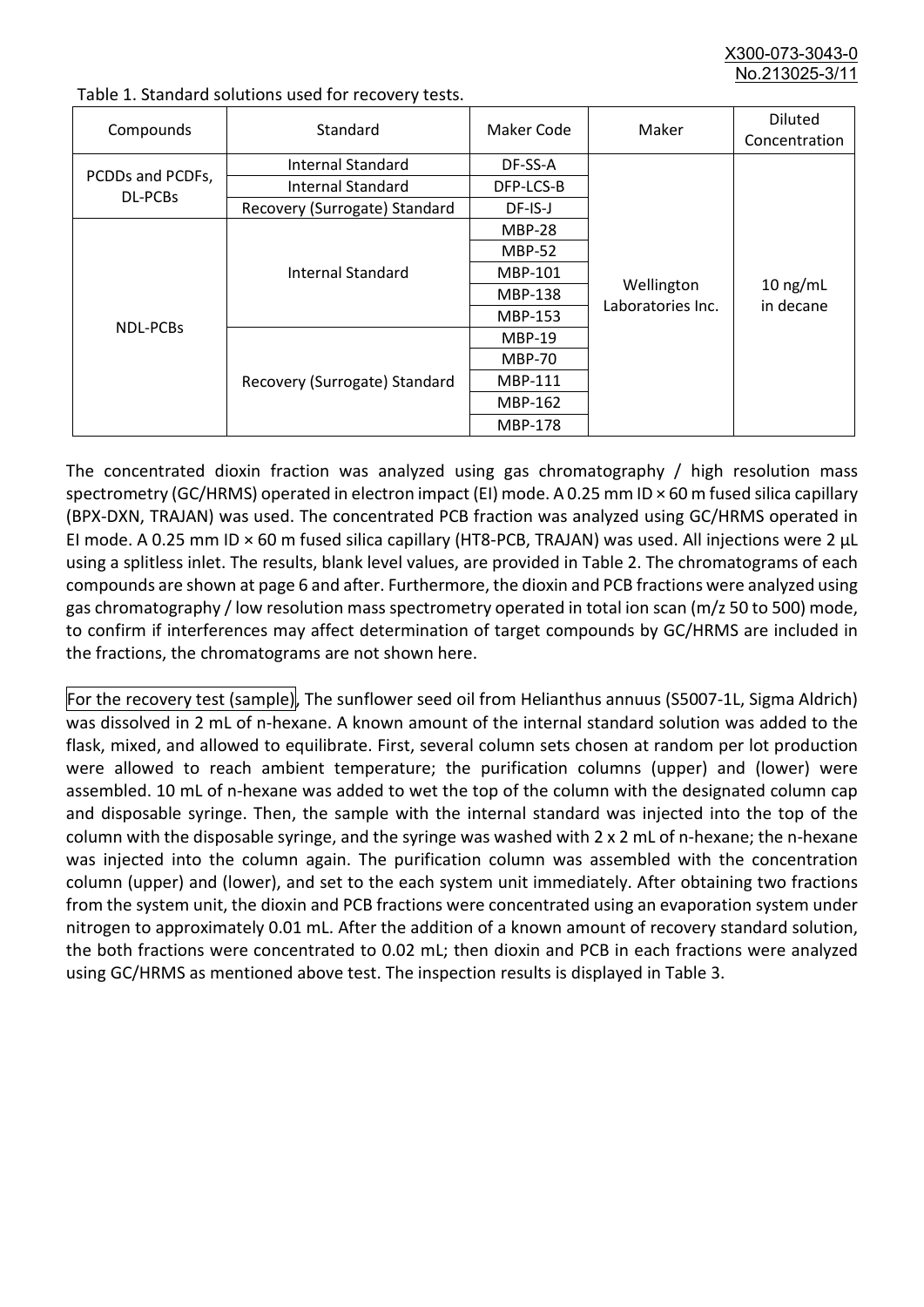Table 1. Standard solutions used for recovery tests.

| Compounds | Standard | Maker Code | Maker | Diluted Concentration |
|---|---|---|---|---|
| PCDDs and PCDFs, DL-PCBs | Internal Standard | DF-SS-A | Wellington Laboratories Inc. | 10 ng/mL in decane |
| | Internal Standard | DFP-LCS-B | | |
| | Recovery (Surrogate) Standard | DF-IS-J | | |
| NDL-PCBs | Internal Standard | MBP-28 | | |
| | | MBP-52 | | |
| | | MBP-101 | | |
| | | MBP-138 | | |
| | | MBP-153 | | |
| | Recovery (Surrogate) Standard | MBP-19 | | |
| | | MBP-70 | | |
| | | MBP-111 | | |
| | | MBP-162 | | |
| | | MBP-178 | | |

The concentrated dioxin fraction was analyzed using gas chromatography / high resolution mass spectrometry (GC/HRMS) operated in electron impact (EI) mode. A 0.25 mm ID × 60 m fused silica capillary (BPX-DXN, TRAJAN) was used. The concentrated PCB fraction was analyzed using GC/HRMS operated in EI mode. A 0.25 mm ID × 60 m fused silica capillary (HT8-PCB, TRAJAN) was used. All injections were 2 µL using a splitless inlet. The results, blank level values, are provided in Table 2. The chromatograms of each compounds are shown at page 6 and after. Furthermore, the dioxin and PCB fractions were analyzed using gas chromatography / low resolution mass spectrometry operated in total ion scan (m/z 50 to 500) mode, to confirm if interferences may affect determination of target compounds by GC/HRMS are included in the fractions, the chromatograms are not shown here.

For the recovery test (sample), The sunflower seed oil from Helianthus annuus (S5007-1L, Sigma Aldrich) was dissolved in 2 mL of n-hexane. A known amount of the internal standard solution was added to the flask, mixed, and allowed to equilibrate. First, several column sets chosen at random per lot production were allowed to reach ambient temperature; the purification columns (upper) and (lower) were assembled. 10 mL of n-hexane was added to wet the top of the column with the designated column cap and disposable syringe. Then, the sample with the internal standard was injected into the top of the column with the disposable syringe, and the syringe was washed with 2 x 2 mL of n-hexane; the n-hexane was injected into the column again. The purification column was assembled with the concentration column (upper) and (lower), and set to the each system unit immediately. After obtaining two fractions from the system unit, the dioxin and PCB fractions were concentrated using an evaporation system under nitrogen to approximately 0.01 mL. After the addition of a known amount of recovery standard solution, the both fractions were concentrated to 0.02 mL; then dioxin and PCB in each fractions were analyzed using GC/HRMS as mentioned above test. The inspection results is displayed in Table 3.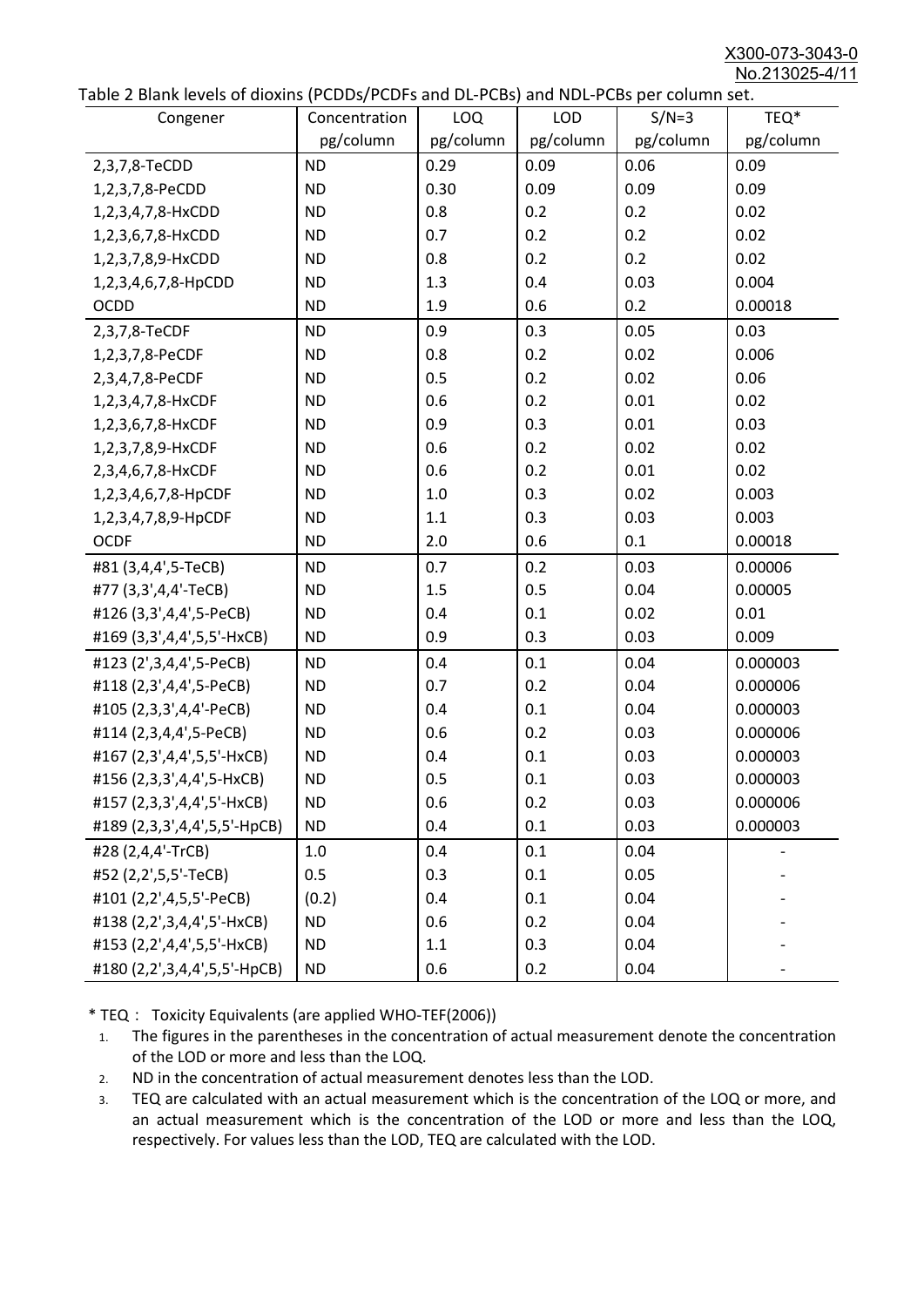Table 2 Blank levels of dioxins (PCDDs/PCDFs and DL-PCBs) and NDL-PCBs per column set.

| Congener | Concentration pg/column | LOQ pg/column | LOD pg/column | S/N=3 pg/column | TEQ* pg/column |
|---|---|---|---|---|---|
| 2,3,7,8-TeCDD | ND | 0.29 | 0.09 | 0.06 | 0.09 |
| 1,2,3,7,8-PeCDD | ND | 0.30 | 0.09 | 0.09 | 0.09 |
| 1,2,3,4,7,8-HxCDD | ND | 0.8 | 0.2 | 0.2 | 0.02 |
| 1,2,3,6,7,8-HxCDD | ND | 0.7 | 0.2 | 0.2 | 0.02 |
| 1,2,3,7,8,9-HxCDD | ND | 0.8 | 0.2 | 0.2 | 0.02 |
| 1,2,3,4,6,7,8-HpCDD | ND | 1.3 | 0.4 | 0.03 | 0.004 |
| OCDD | ND | 1.9 | 0.6 | 0.2 | 0.00018 |
| 2,3,7,8-TeCDF | ND | 0.9 | 0.3 | 0.05 | 0.03 |
| 1,2,3,7,8-PeCDF | ND | 0.8 | 0.2 | 0.02 | 0.006 |
| 2,3,4,7,8-PeCDF | ND | 0.5 | 0.2 | 0.02 | 0.06 |
| 1,2,3,4,7,8-HxCDF | ND | 0.6 | 0.2 | 0.01 | 0.02 |
| 1,2,3,6,7,8-HxCDF | ND | 0.9 | 0.3 | 0.01 | 0.03 |
| 1,2,3,7,8,9-HxCDF | ND | 0.6 | 0.2 | 0.02 | 0.02 |
| 2,3,4,6,7,8-HxCDF | ND | 0.6 | 0.2 | 0.01 | 0.02 |
| 1,2,3,4,6,7,8-HpCDF | ND | 1.0 | 0.3 | 0.02 | 0.003 |
| 1,2,3,4,7,8,9-HpCDF | ND | 1.1 | 0.3 | 0.03 | 0.003 |
| OCDF | ND | 2.0 | 0.6 | 0.1 | 0.00018 |
| #81 (3,4,4',5-TeCB) | ND | 0.7 | 0.2 | 0.03 | 0.00006 |
| #77 (3,3',4,4'-TeCB) | ND | 1.5 | 0.5 | 0.04 | 0.00005 |
| #126 (3,3',4,4',5-PeCB) | ND | 0.4 | 0.1 | 0.02 | 0.01 |
| #169 (3,3',4,4',5,5'-HxCB) | ND | 0.9 | 0.3 | 0.03 | 0.009 |
| #123 (2',3,4,4',5-PeCB) | ND | 0.4 | 0.1 | 0.04 | 0.000003 |
| #118 (2,3',4,4',5-PeCB) | ND | 0.7 | 0.2 | 0.04 | 0.000006 |
| #105 (2,3,3',4,4'-PeCB) | ND | 0.4 | 0.1 | 0.04 | 0.000003 |
| #114 (2,3,4,4',5-PeCB) | ND | 0.6 | 0.2 | 0.03 | 0.000006 |
| #167 (2,3',4,4',5,5'-HxCB) | ND | 0.4 | 0.1 | 0.03 | 0.000003 |
| #156 (2,3,3',4,4',5-HxCB) | ND | 0.5 | 0.1 | 0.03 | 0.000003 |
| #157 (2,3,3',4,4',5'-HxCB) | ND | 0.6 | 0.2 | 0.03 | 0.000006 |
| #189 (2,3,3',4,4',5,5'-HpCB) | ND | 0.4 | 0.1 | 0.03 | 0.000003 |
| #28 (2,4,4'-TrCB) | 1.0 | 0.4 | 0.1 | 0.04 | - |
| #52 (2,2',5,5'-TeCB) | 0.5 | 0.3 | 0.1 | 0.05 | - |
| #101 (2,2',4,5,5'-PeCB) | (0.2) | 0.4 | 0.1 | 0.04 | - |
| #138 (2,2',3,4,4',5'-HxCB) | ND | 0.6 | 0.2 | 0.04 | - |
| #153 (2,2',4,4',5,5'-HxCB) | ND | 1.1 | 0.3 | 0.04 | - |
| #180 (2,2',3,4,4',5,5'-HpCB) | ND | 0.6 | 0.2 | 0.04 | - |

* TEQ： Toxicity Equivalents (are applied WHO-TEF(2006))

1. The figures in the parentheses in the concentration of actual measurement denote the concentration of the LOD or more and less than the LOQ.
2. ND in the concentration of actual measurement denotes less than the LOD.
3. TEQ are calculated with an actual measurement which is the concentration of the LOQ or more, and an actual measurement which is the concentration of the LOD or more and less than the LOQ, respectively. For values less than the LOD, TEQ are calculated with the LOD.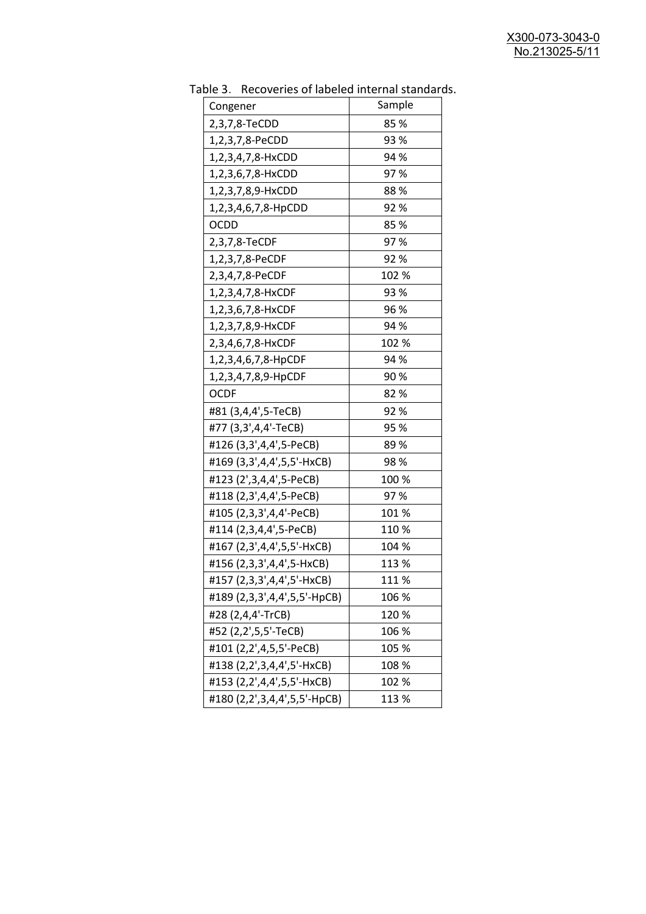Table 3. Recoveries of labeled internal standards.

| Congener | Sample |
|---|---|
| 2,3,7,8-TeCDD | 85 % |
| 1,2,3,7,8-PeCDD | 93 % |
| 1,2,3,4,7,8-HxCDD | 94 % |
| 1,2,3,6,7,8-HxCDD | 97 % |
| 1,2,3,7,8,9-HxCDD | 88 % |
| 1,2,3,4,6,7,8-HpCDD | 92 % |
| OCDD | 85 % |
| 2,3,7,8-TeCDF | 97 % |
| 1,2,3,7,8-PeCDF | 92 % |
| 2,3,4,7,8-PeCDF | 102 % |
| 1,2,3,4,7,8-HxCDF | 93 % |
| 1,2,3,6,7,8-HxCDF | 96 % |
| 1,2,3,7,8,9-HxCDF | 94 % |
| 2,3,4,6,7,8-HxCDF | 102 % |
| 1,2,3,4,6,7,8-HpCDF | 94 % |
| 1,2,3,4,7,8,9-HpCDF | 90 % |
| OCDF | 82 % |
| #81 (3,4,4',5-TeCB) | 92 % |
| #77 (3,3',4,4'-TeCB) | 95 % |
| #126 (3,3',4,4',5-PeCB) | 89 % |
| #169 (3,3',4,4',5,5'-HxCB) | 98 % |
| #123 (2',3,4,4',5-PeCB) | 100 % |
| #118 (2,3',4,4',5-PeCB) | 97 % |
| #105 (2,3,3',4,4'-PeCB) | 101 % |
| #114 (2,3,4,4',5-PeCB) | 110 % |
| #167 (2,3',4,4',5,5'-HxCB) | 104 % |
| #156 (2,3,3',4,4',5-HxCB) | 113 % |
| #157 (2,3,3',4,4',5'-HxCB) | 111 % |
| #189 (2,3,3',4,4',5,5'-HpCB) | 106 % |
| #28 (2,4,4'-TrCB) | 120 % |
| #52 (2,2',5,5'-TeCB) | 106 % |
| #101 (2,2',4,5,5'-PeCB) | 105 % |
| #138 (2,2',3,4,4',5'-HxCB) | 108 % |
| #153 (2,2',4,4',5,5'-HxCB) | 102 % |
| #180 (2,2',3,4,4',5,5'-HpCB) | 113 % |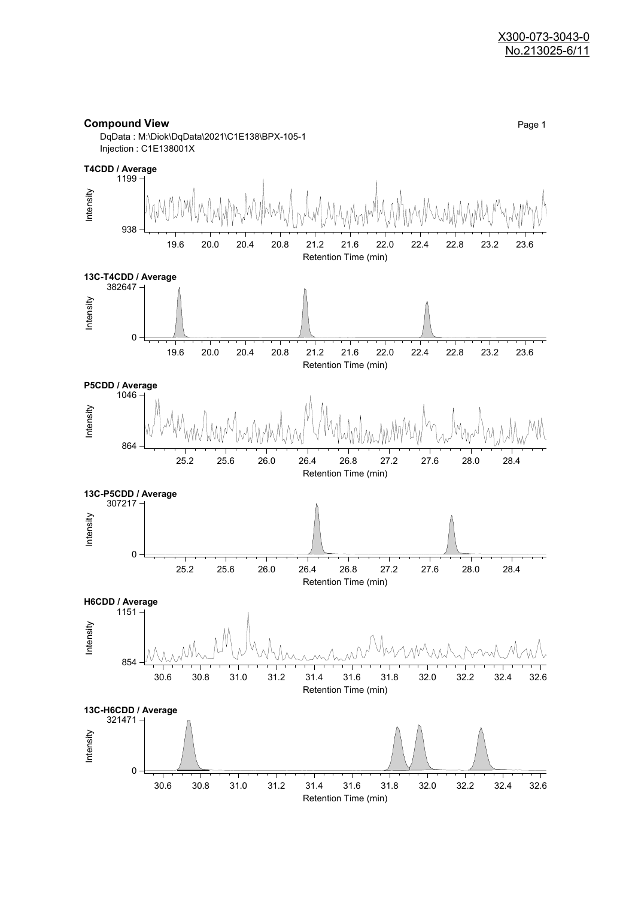**Compound View**

DqData : M:\Diok\DqData\2021\C1E138\BPX-105-1
Injection : C1E138001X

**T4CDD / Average**

Intensity: 938 – 1199
Retention Time (min): 19.6, 20.0, 20.4, 20.8, 21.2, 21.6, 22.0, 22.4, 22.8, 23.2, 23.6

**13C-T4CDD / Average**

Intensity: 0 – 382647
Retention Time (min): 19.6, 20.0, 20.4, 20.8, 21.2, 21.6, 22.0, 22.4, 22.8, 23.2, 23.6

**P5CDD / Average**

Intensity: 864 – 1046
Retention Time (min): 25.2, 25.6, 26.0, 26.4, 26.8, 27.2, 27.6, 28.0, 28.4

**13C-P5CDD / Average**

Intensity: 0 – 307217
Retention Time (min): 25.2, 25.6, 26.0, 26.4, 26.8, 27.2, 27.6, 28.0, 28.4

**H6CDD / Average**

Intensity: 854 – 1151
Retention Time (min): 30.6, 30.8, 31.0, 31.2, 31.4, 31.6, 31.8, 32.0, 32.2, 32.4, 32.6

**13C-H6CDD / Average**

Intensity: 0 – 321471
Retention Time (min): 30.6, 30.8, 31.0, 31.2, 31.4, 31.6, 31.8, 32.0, 32.2, 32.4, 32.6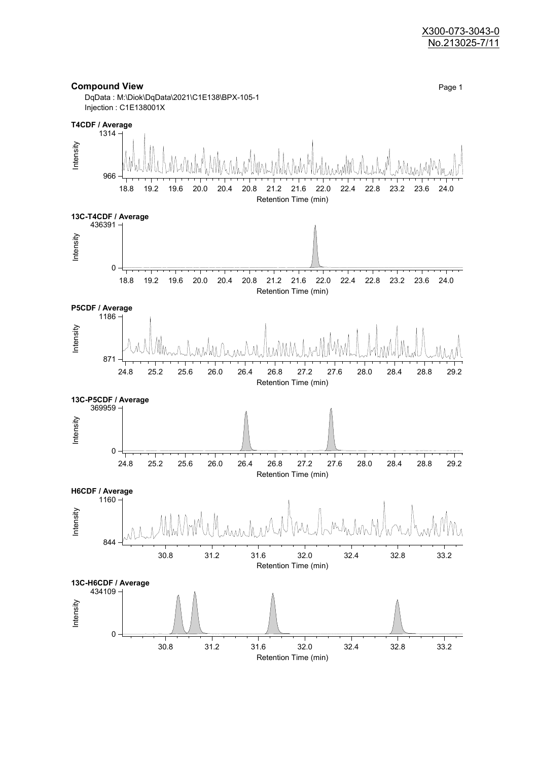X300-073-3043-0
No.213025-7/11

## Compound View

DqData : M:\Diok\DqData\2021\C1E138\BPX-105-1
Injection : C1E138001X

**T4CDF / Average**

Intensity: 966 – 1314
Retention Time (min): 18.8 19.2 19.6 20.0 20.4 20.8 21.2 21.6 22.0 22.4 22.8 23.2 23.6 24.0

**13C-T4CDF / Average**

Intensity: 0 – 436391
Retention Time (min): 18.8 19.2 19.6 20.0 20.4 20.8 21.2 21.6 22.0 22.4 22.8 23.2 23.6 24.0

**P5CDF / Average**

Intensity: 871 – 1186
Retention Time (min): 24.8 25.2 25.6 26.0 26.4 26.8 27.2 27.6 28.0 28.4 28.8 29.2

**13C-P5CDF / Average**

Intensity: 0 – 369959
Retention Time (min): 24.8 25.2 25.6 26.0 26.4 26.8 27.2 27.6 28.0 28.4 28.8 29.2

**H6CDF / Average**

Intensity: 844 – 1160
Retention Time (min): 30.8 31.2 31.6 32.0 32.4 32.8 33.2

**13C-H6CDF / Average**

Intensity: 0 – 434109
Retention Time (min): 30.8 31.2 31.6 32.0 32.4 32.8 33.2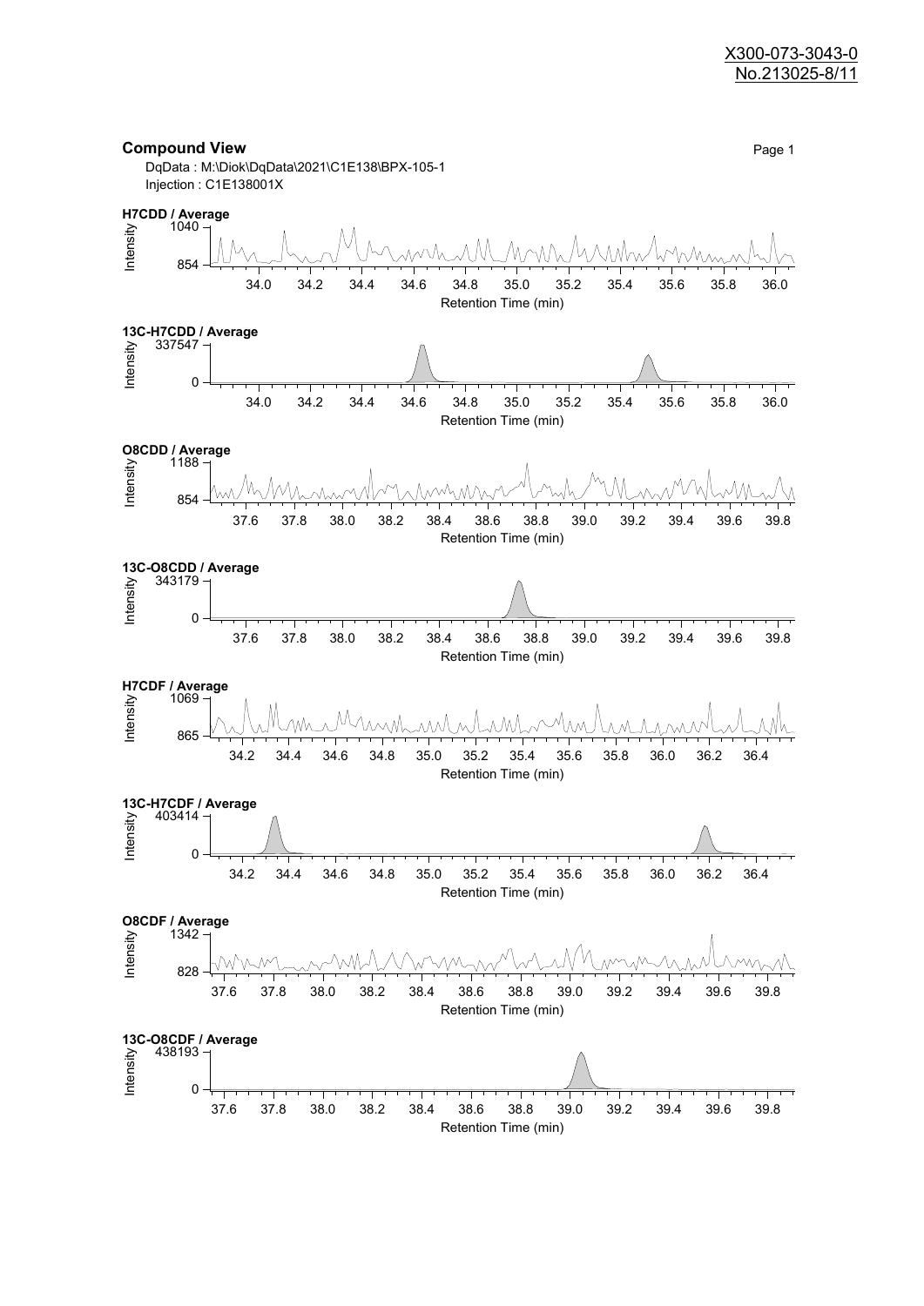X300-073-3043-0
No.213025-8/11

## Compound View

DqData : M:\Diok\DqData\2021\C1E138\BPX-105-1
Injection : C1E138001X

**H7CDD / Average**

Intensity: 854 – 1040
Retention Time (min): 34.0 – 36.0

**13C-H7CDD / Average**

Intensity: 0 – 337547
Retention Time (min): 34.0 – 36.0

**O8CDD / Average**

Intensity: 854 – 1188
Retention Time (min): 37.6 – 39.8

**13C-O8CDD / Average**

Intensity: 0 – 343179
Retention Time (min): 37.6 – 39.8

**H7CDF / Average**

Intensity: 865 – 1069
Retention Time (min): 34.2 – 36.4

**13C-H7CDF / Average**

Intensity: 0 – 403414
Retention Time (min): 34.2 – 36.4

**O8CDF / Average**

Intensity: 828 – 1342
Retention Time (min): 37.6 – 39.8

**13C-O8CDF / Average**

Intensity: 0 – 438193
Retention Time (min): 37.6 – 39.8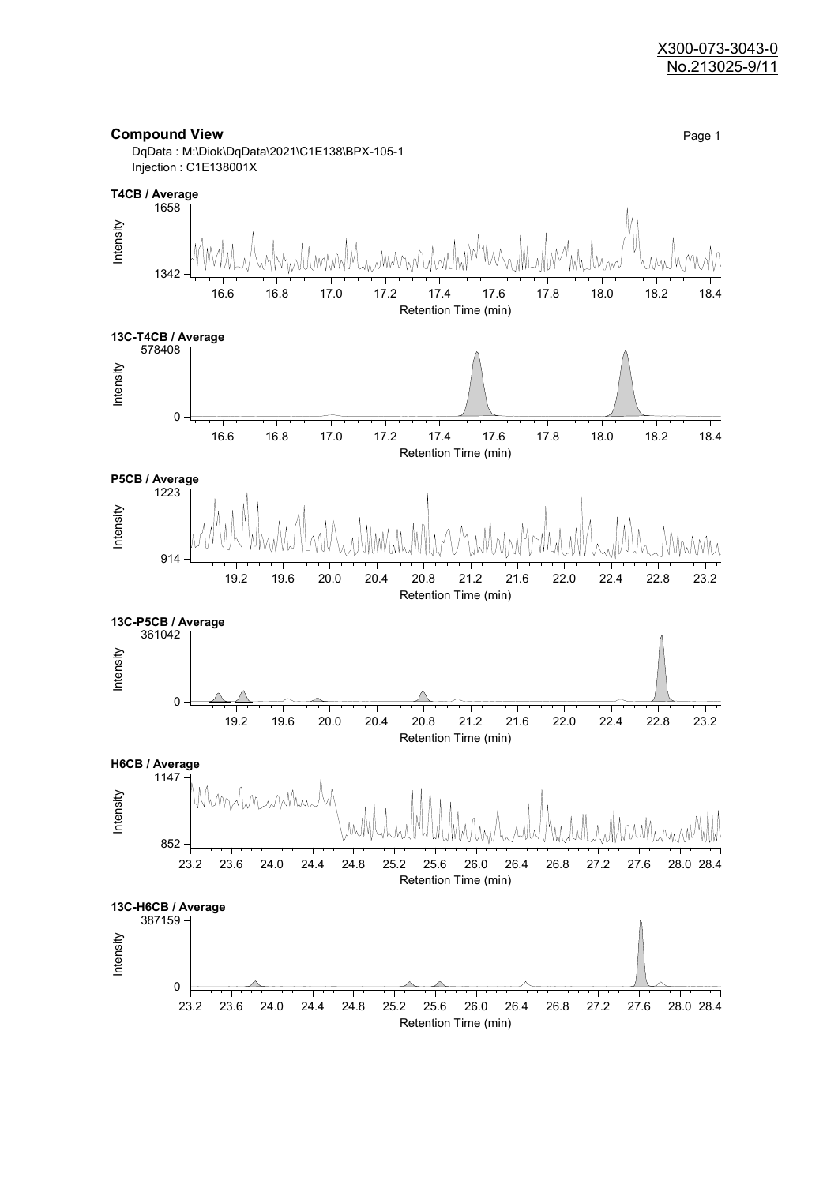X300-073-3043-0
No.213025-9/11

## Compound View

DqData : M:\Diok\DqData\2021\C1E138\BPX-105-1
Injection : C1E138001X

**T4CB / Average**

Intensity: 1342 – 1658
Retention Time (min): 16.6, 16.8, 17.0, 17.2, 17.4, 17.6, 17.8, 18.0, 18.2, 18.4

**13C-T4CB / Average**

Intensity: 0 – 578408
Retention Time (min): 16.6, 16.8, 17.0, 17.2, 17.4, 17.6, 17.8, 18.0, 18.2, 18.4

**P5CB / Average**

Intensity: 914 – 1223
Retention Time (min): 19.2, 19.6, 20.0, 20.4, 20.8, 21.2, 21.6, 22.0, 22.4, 22.8, 23.2

**13C-P5CB / Average**

Intensity: 0 – 361042
Retention Time (min): 19.2, 19.6, 20.0, 20.4, 20.8, 21.2, 21.6, 22.0, 22.4, 22.8, 23.2

**H6CB / Average**

Intensity: 852 – 1147
Retention Time (min): 23.2, 23.6, 24.0, 24.4, 24.8, 25.2, 25.6, 26.0, 26.4, 26.8, 27.2, 27.6, 28.0, 28.4

**13C-H6CB / Average**

Intensity: 0 – 387159
Retention Time (min): 23.2, 23.6, 24.0, 24.4, 24.8, 25.2, 25.6, 26.0, 26.4, 26.8, 27.2, 27.6, 28.0, 28.4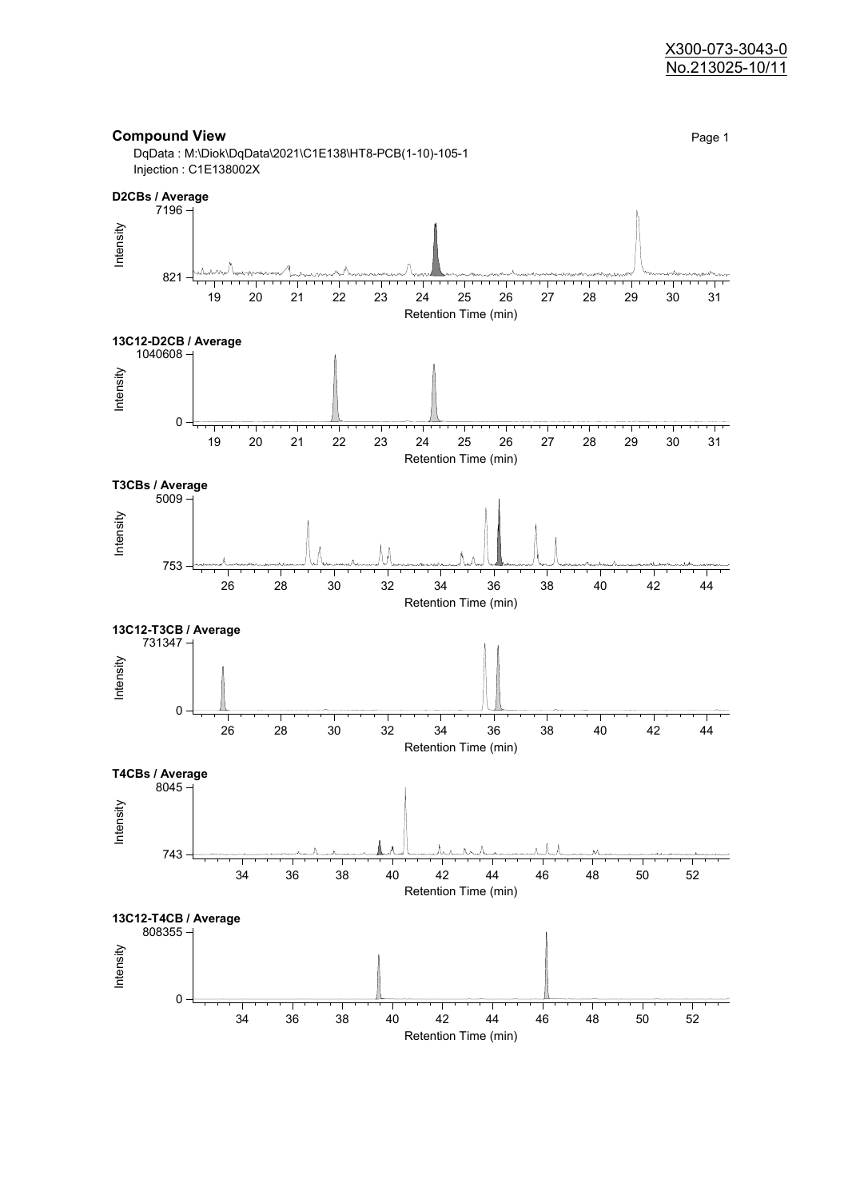X300-073-3043-0
No.213025-10/11

## Compound View

DqData : M:\Diok\DqData\2021\C1E138\HT8-PCB(1-10)-105-1
Injection : C1E138002X

**D2CBs / Average**

Intensity: 821 – 7196
Retention Time (min): 19 20 21 22 23 24 25 26 27 28 29 30 31

**13C12-D2CB / Average**

Intensity: 0 – 1040608
Retention Time (min): 19 20 21 22 23 24 25 26 27 28 29 30 31

**T3CBs / Average**

Intensity: 753 – 5009
Retention Time (min): 26 28 30 32 34 36 38 40 42 44

**13C12-T3CB / Average**

Intensity: 0 – 731347
Retention Time (min): 26 28 30 32 34 36 38 40 42 44

**T4CBs / Average**

Intensity: 743 – 8045
Retention Time (min): 34 36 38 40 42 44 46 48 50 52

**13C12-T4CB / Average**

Intensity: 0 – 808355
Retention Time (min): 34 36 38 40 42 44 46 48 50 52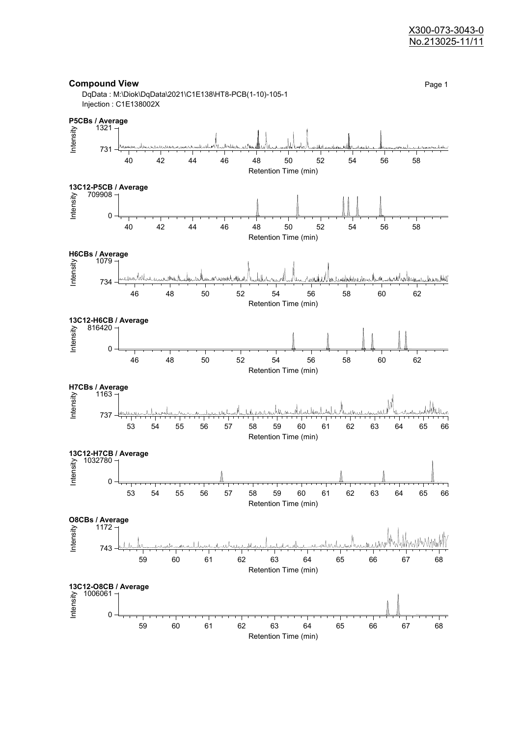X300-073-3043-0
No.213025-11/11

## Compound View

DqData : M:\Diok\DqData\2021\C1E138\HT8-PCB(1-10)-105-1
Injection : C1E138002X

**P5CBs / Average**
Intensity
1321
731
40 42 44 46 48 50 52 54 56 58
Retention Time (min)

**13C12-P5CB / Average**
Intensity
709908
0
40 42 44 46 48 50 52 54 56 58
Retention Time (min)

**H6CBs / Average**
Intensity
1079
734
46 48 50 52 54 56 58 60 62
Retention Time (min)

**13C12-H6CB / Average**
Intensity
816420
0
46 48 50 52 54 56 58 60 62
Retention Time (min)

**H7CBs / Average**
Intensity
1163
737
53 54 55 56 57 58 59 60 61 62 63 64 65 66
Retention Time (min)

**13C12-H7CB / Average**
Intensity
1032780
0
53 54 55 56 57 58 59 60 61 62 63 64 65 66
Retention Time (min)

**O8CBs / Average**
Intensity
1172
743
59 60 61 62 63 64 65 66 67 68
Retention Time (min)

**13C12-O8CB / Average**
Intensity
1006061
0
59 60 61 62 63 64 65 66 67 68
Retention Time (min)